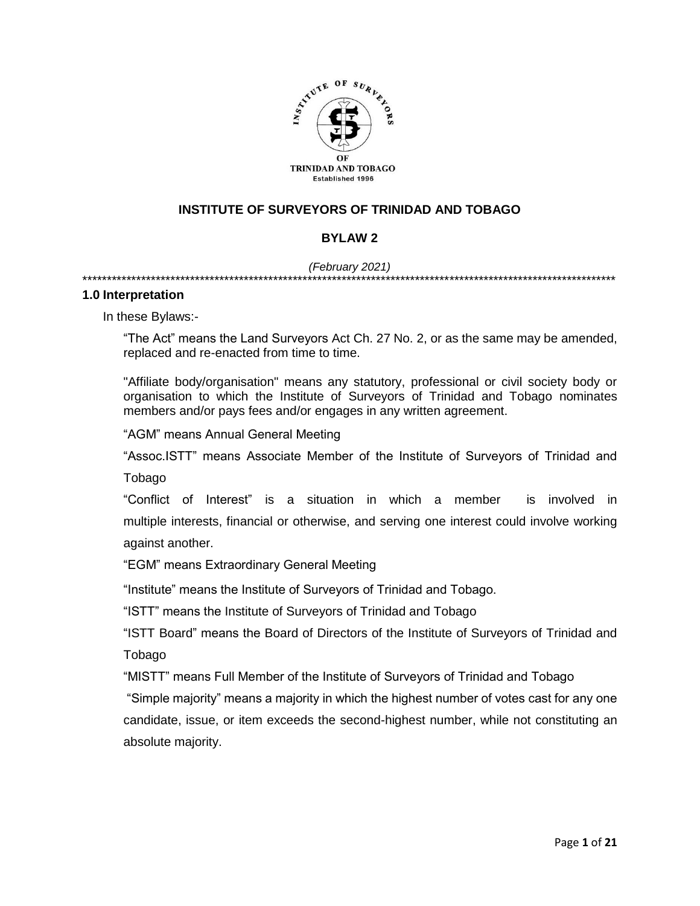# INSTITUTE OF SURVEYORS OF TRINIDAD AND TOBAGO

## BYLAW 2

*(February 2021)*

\*\*\*\*\*\*\*\*\*\*\*\*\*\*\*\*\*\*\*\*\*\*\*\*\*\*\*\*\*\*\*\*\*\*\*\*\*\*\*\*\*\*\*\*\*\*\*\*\*\*\*\*\*\*\*\*\*\*\*\*\*\*\*\*\*\*\*\*\*\*\*\*\*\*\*\*\*\*\*\*\*\*\*\*\*\*\*\*\*\*\*\*\*\*\*\*\*\*\*\*\*\*\*\*\*\*\*\*

### 1.0 Interpretation

In these Bylaws:-

"The Act" means the Land Surveyors Act Ch. 27 No. 2, or as the same may be amended, replaced and re-enacted from time to time.

"Affiliate body/organisation" means any statutory, professional or civil society body or organisation to which the Institute of Surveyors of Trinidad and Tobago nominates members and/or pays fees and/or engages in any written agreement.

"AGM" means Annual General Meeting

"Assoc.ISTT" means Associate Member of the Institute of Surveyors of Trinidad and Tobago

"Conflict of Interest" is a situation in which a member is involved in multiple interests, financial or otherwise, and serving one interest could involve working against another.

"EGM" means Extraordinary General Meeting

"Institute" means the Institute of Surveyors of Trinidad and Tobago.

"ISTT" means the Institute of Surveyors of Trinidad and Tobago

"ISTT Board" means the Board of Directors of the Institute of Surveyors of Trinidad and Tobago

"MISTT" means Full Member of the Institute of Surveyors of Trinidad and Tobago

"Simple majority" means a majority in which the highest number of votes cast for any one candidate, issue, or item exceeds the second-highest number, while not constituting an absolute majority.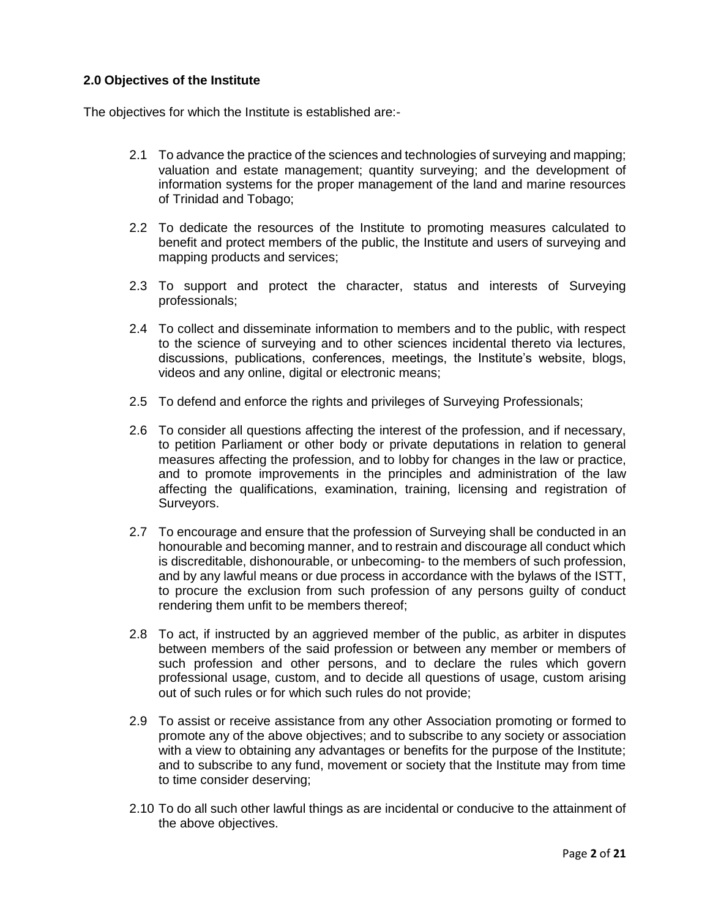**2.0 Objectives of the Institute**

The objectives for which the Institute is established are:-

2.1 To advance the practice of the sciences and technologies of surveying and mapping; valuation and estate management; quantity surveying; and the development of information systems for the proper management of the land and marine resources of Trinidad and Tobago;

2.2 To dedicate the resources of the Institute to promoting measures calculated to benefit and protect members of the public, the Institute and users of surveying and mapping products and services;

2.3 To support and protect the character, status and interests of Surveying professionals;

2.4 To collect and disseminate information to members and to the public, with respect to the science of surveying and to other sciences incidental thereto via lectures, discussions, publications, conferences, meetings, the Institute's website, blogs, videos and any online, digital or electronic means;

2.5 To defend and enforce the rights and privileges of Surveying Professionals;

2.6 To consider all questions affecting the interest of the profession, and if necessary, to petition Parliament or other body or private deputations in relation to general measures affecting the profession, and to lobby for changes in the law or practice, and to promote improvements in the principles and administration of the law affecting the qualifications, examination, training, licensing and registration of Surveyors.

2.7 To encourage and ensure that the profession of Surveying shall be conducted in an honourable and becoming manner, and to restrain and discourage all conduct which is discreditable, dishonourable, or unbecoming- to the members of such profession, and by any lawful means or due process in accordance with the bylaws of the ISTT, to procure the exclusion from such profession of any persons guilty of conduct rendering them unfit to be members thereof;

2.8 To act, if instructed by an aggrieved member of the public, as arbiter in disputes between members of the said profession or between any member or members of such profession and other persons, and to declare the rules which govern professional usage, custom, and to decide all questions of usage, custom arising out of such rules or for which such rules do not provide;

2.9 To assist or receive assistance from any other Association promoting or formed to promote any of the above objectives; and to subscribe to any society or association with a view to obtaining any advantages or benefits for the purpose of the Institute; and to subscribe to any fund, movement or society that the Institute may from time to time consider deserving;

2.10 To do all such other lawful things as are incidental or conducive to the attainment of the above objectives.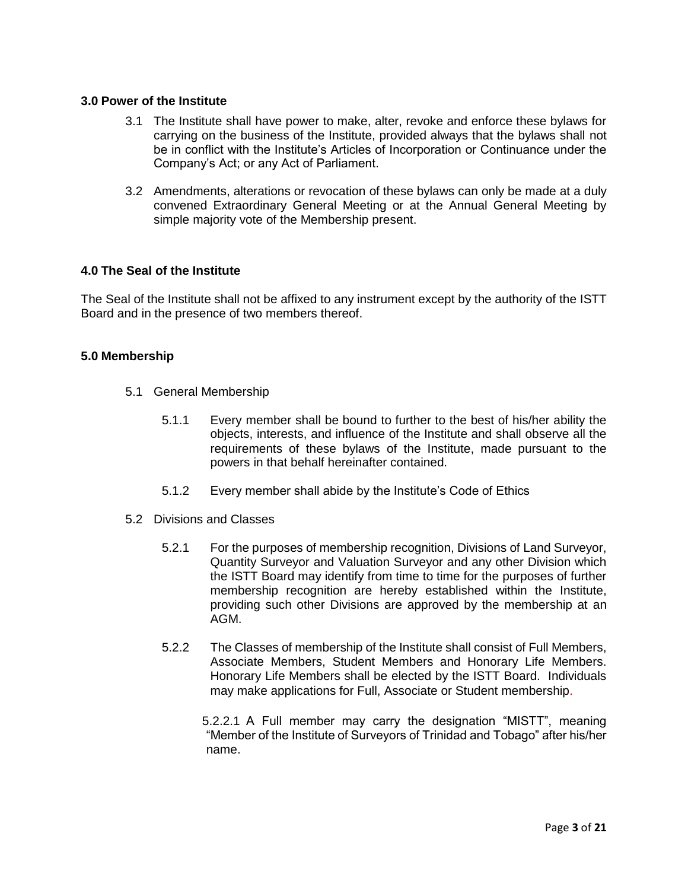## 3.0 Power of the Institute

3.1 The Institute shall have power to make, alter, revoke and enforce these bylaws for carrying on the business of the Institute, provided always that the bylaws shall not be in conflict with the Institute's Articles of Incorporation or Continuance under the Company's Act; or any Act of Parliament.

3.2 Amendments, alterations or revocation of these bylaws can only be made at a duly convened Extraordinary General Meeting or at the Annual General Meeting by simple majority vote of the Membership present.

## 4.0 The Seal of the Institute

The Seal of the Institute shall not be affixed to any instrument except by the authority of the ISTT Board and in the presence of two members thereof.

## 5.0 Membership

5.1 General Membership

5.1.1 Every member shall be bound to further to the best of his/her ability the objects, interests, and influence of the Institute and shall observe all the requirements of these bylaws of the Institute, made pursuant to the powers in that behalf hereinafter contained.

5.1.2 Every member shall abide by the Institute's Code of Ethics

5.2 Divisions and Classes

5.2.1 For the purposes of membership recognition, Divisions of Land Surveyor, Quantity Surveyor and Valuation Surveyor and any other Division which the ISTT Board may identify from time to time for the purposes of further membership recognition are hereby established within the Institute, providing such other Divisions are approved by the membership at an AGM.

5.2.2 The Classes of membership of the Institute shall consist of Full Members, Associate Members, Student Members and Honorary Life Members. Honorary Life Members shall be elected by the ISTT Board. Individuals may make applications for Full, Associate or Student membership.

5.2.2.1 A Full member may carry the designation "MISTT", meaning "Member of the Institute of Surveyors of Trinidad and Tobago" after his/her name.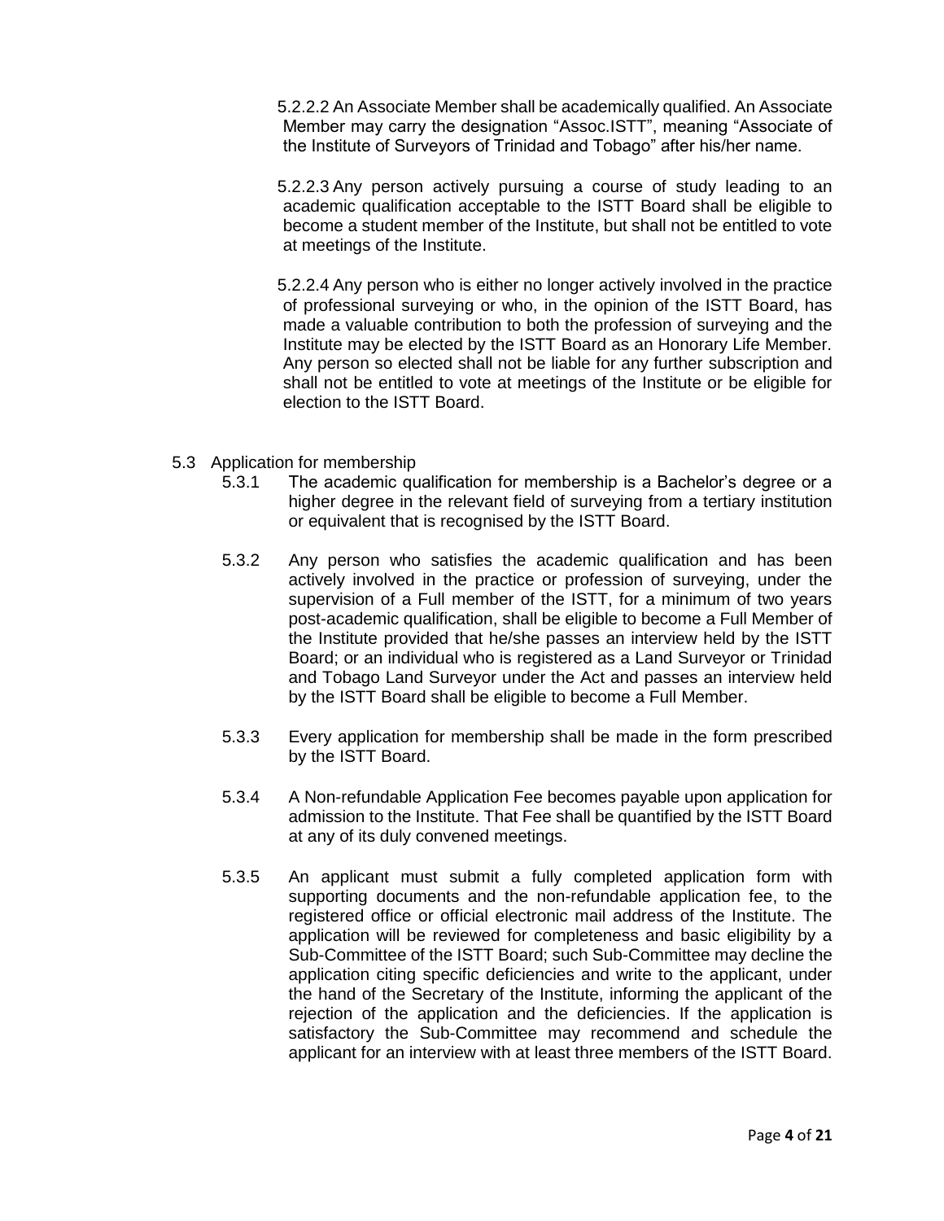5.2.2.2 An Associate Member shall be academically qualified. An Associate Member may carry the designation "Assoc.ISTT", meaning "Associate of the Institute of Surveyors of Trinidad and Tobago" after his/her name.

5.2.2.3 Any person actively pursuing a course of study leading to an academic qualification acceptable to the ISTT Board shall be eligible to become a student member of the Institute, but shall not be entitled to vote at meetings of the Institute.

5.2.2.4 Any person who is either no longer actively involved in the practice of professional surveying or who, in the opinion of the ISTT Board, has made a valuable contribution to both the profession of surveying and the Institute may be elected by the ISTT Board as an Honorary Life Member. Any person so elected shall not be liable for any further subscription and shall not be entitled to vote at meetings of the Institute or be eligible for election to the ISTT Board.

5.3 Application for membership

5.3.1 The academic qualification for membership is a Bachelor's degree or a higher degree in the relevant field of surveying from a tertiary institution or equivalent that is recognised by the ISTT Board.

5.3.2 Any person who satisfies the academic qualification and has been actively involved in the practice or profession of surveying, under the supervision of a Full member of the ISTT, for a minimum of two years post-academic qualification, shall be eligible to become a Full Member of the Institute provided that he/she passes an interview held by the ISTT Board; or an individual who is registered as a Land Surveyor or Trinidad and Tobago Land Surveyor under the Act and passes an interview held by the ISTT Board shall be eligible to become a Full Member.

5.3.3 Every application for membership shall be made in the form prescribed by the ISTT Board.

5.3.4 A Non-refundable Application Fee becomes payable upon application for admission to the Institute. That Fee shall be quantified by the ISTT Board at any of its duly convened meetings.

5.3.5 An applicant must submit a fully completed application form with supporting documents and the non-refundable application fee, to the registered office or official electronic mail address of the Institute. The application will be reviewed for completeness and basic eligibility by a Sub-Committee of the ISTT Board; such Sub-Committee may decline the application citing specific deficiencies and write to the applicant, under the hand of the Secretary of the Institute, informing the applicant of the rejection of the application and the deficiencies. If the application is satisfactory the Sub-Committee may recommend and schedule the applicant for an interview with at least three members of the ISTT Board.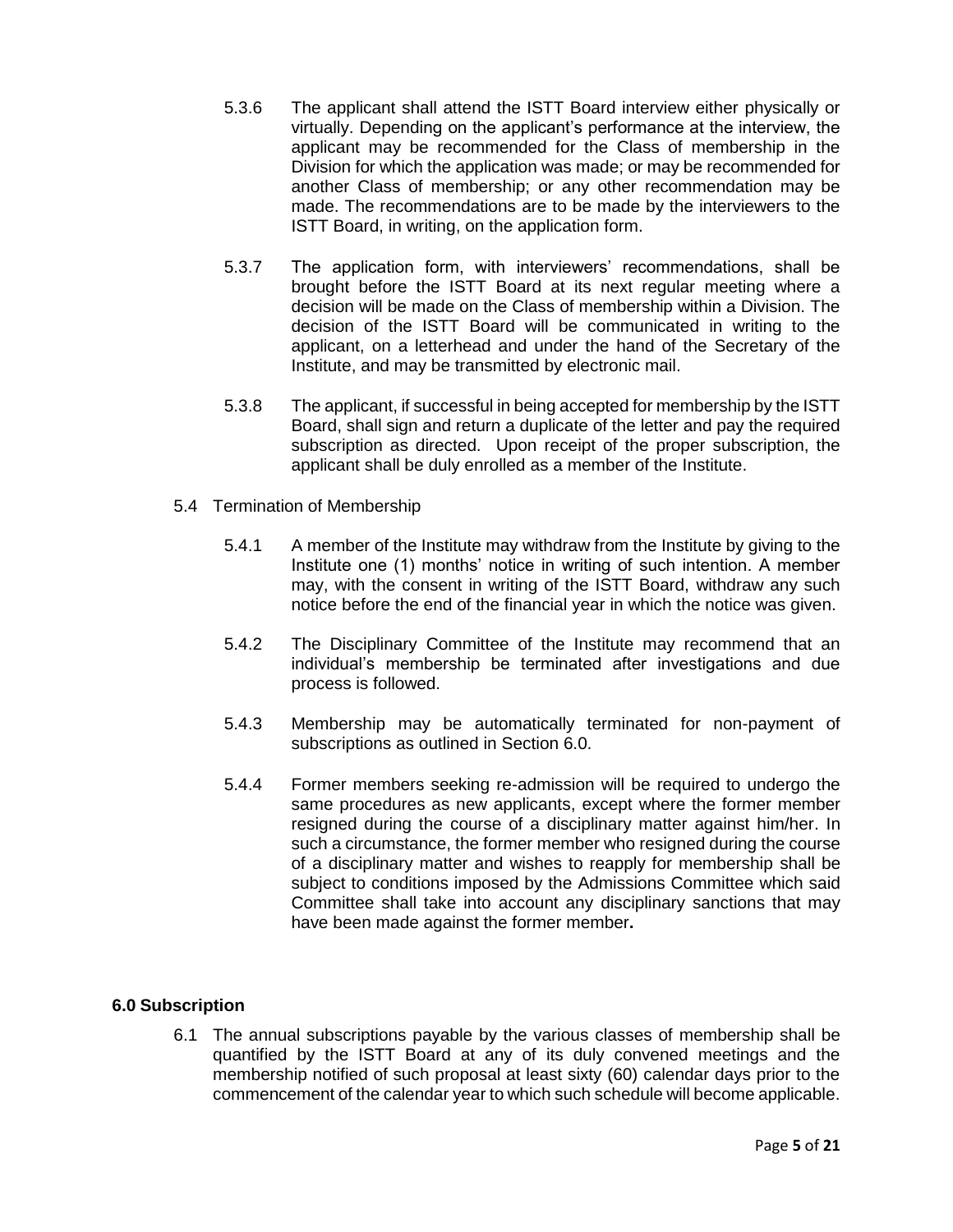5.3.6 The applicant shall attend the ISTT Board interview either physically or virtually. Depending on the applicant's performance at the interview, the applicant may be recommended for the Class of membership in the Division for which the application was made; or may be recommended for another Class of membership; or any other recommendation may be made. The recommendations are to be made by the interviewers to the ISTT Board, in writing, on the application form.

5.3.7 The application form, with interviewers' recommendations, shall be brought before the ISTT Board at its next regular meeting where a decision will be made on the Class of membership within a Division. The decision of the ISTT Board will be communicated in writing to the applicant, on a letterhead and under the hand of the Secretary of the Institute, and may be transmitted by electronic mail.

5.3.8 The applicant, if successful in being accepted for membership by the ISTT Board, shall sign and return a duplicate of the letter and pay the required subscription as directed. Upon receipt of the proper subscription, the applicant shall be duly enrolled as a member of the Institute.

5.4 Termination of Membership

5.4.1 A member of the Institute may withdraw from the Institute by giving to the Institute one (1) months' notice in writing of such intention. A member may, with the consent in writing of the ISTT Board, withdraw any such notice before the end of the financial year in which the notice was given.

5.4.2 The Disciplinary Committee of the Institute may recommend that an individual's membership be terminated after investigations and due process is followed.

5.4.3 Membership may be automatically terminated for non-payment of subscriptions as outlined in Section 6.0.

5.4.4 Former members seeking re-admission will be required to undergo the same procedures as new applicants, except where the former member resigned during the course of a disciplinary matter against him/her. In such a circumstance, the former member who resigned during the course of a disciplinary matter and wishes to reapply for membership shall be subject to conditions imposed by the Admissions Committee which said Committee shall take into account any disciplinary sanctions that may have been made against the former member**.**

## 6.0 Subscription

6.1 The annual subscriptions payable by the various classes of membership shall be quantified by the ISTT Board at any of its duly convened meetings and the membership notified of such proposal at least sixty (60) calendar days prior to the commencement of the calendar year to which such schedule will become applicable.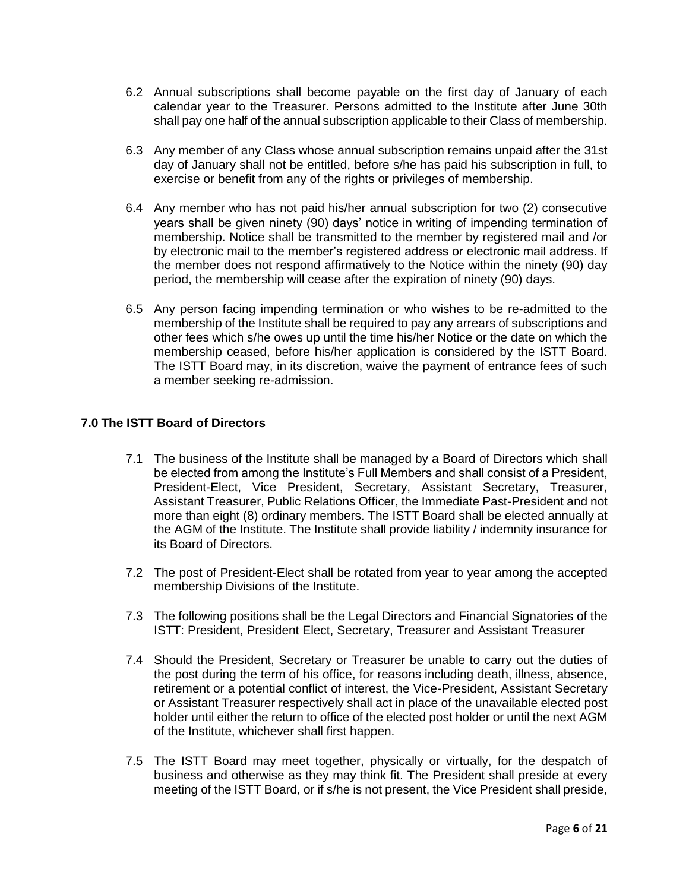6.2 Annual subscriptions shall become payable on the first day of January of each calendar year to the Treasurer. Persons admitted to the Institute after June 30th shall pay one half of the annual subscription applicable to their Class of membership.

6.3 Any member of any Class whose annual subscription remains unpaid after the 31st day of January shall not be entitled, before s/he has paid his subscription in full, to exercise or benefit from any of the rights or privileges of membership.

6.4 Any member who has not paid his/her annual subscription for two (2) consecutive years shall be given ninety (90) days' notice in writing of impending termination of membership. Notice shall be transmitted to the member by registered mail and /or by electronic mail to the member's registered address or electronic mail address. If the member does not respond affirmatively to the Notice within the ninety (90) day period, the membership will cease after the expiration of ninety (90) days.

6.5 Any person facing impending termination or who wishes to be re-admitted to the membership of the Institute shall be required to pay any arrears of subscriptions and other fees which s/he owes up until the time his/her Notice or the date on which the membership ceased, before his/her application is considered by the ISTT Board. The ISTT Board may, in its discretion, waive the payment of entrance fees of such a member seeking re-admission.

## 7.0 The ISTT Board of Directors

7.1 The business of the Institute shall be managed by a Board of Directors which shall be elected from among the Institute's Full Members and shall consist of a President, President-Elect, Vice President, Secretary, Assistant Secretary, Treasurer, Assistant Treasurer, Public Relations Officer, the Immediate Past-President and not more than eight (8) ordinary members. The ISTT Board shall be elected annually at the AGM of the Institute. The Institute shall provide liability / indemnity insurance for its Board of Directors.

7.2 The post of President-Elect shall be rotated from year to year among the accepted membership Divisions of the Institute.

7.3 The following positions shall be the Legal Directors and Financial Signatories of the ISTT: President, President Elect, Secretary, Treasurer and Assistant Treasurer

7.4 Should the President, Secretary or Treasurer be unable to carry out the duties of the post during the term of his office, for reasons including death, illness, absence, retirement or a potential conflict of interest, the Vice-President, Assistant Secretary or Assistant Treasurer respectively shall act in place of the unavailable elected post holder until either the return to office of the elected post holder or until the next AGM of the Institute, whichever shall first happen.

7.5 The ISTT Board may meet together, physically or virtually, for the despatch of business and otherwise as they may think fit. The President shall preside at every meeting of the ISTT Board, or if s/he is not present, the Vice President shall preside,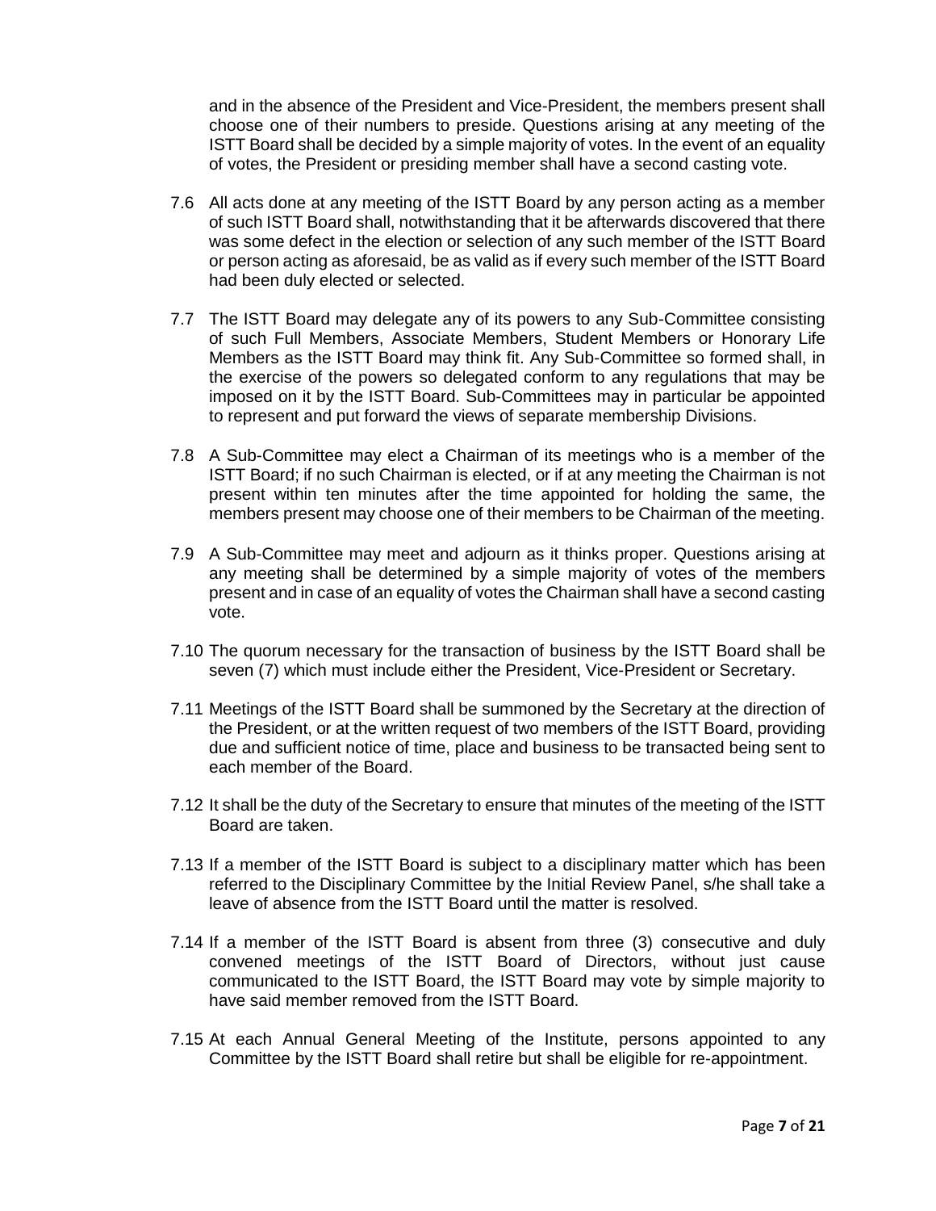and in the absence of the President and Vice-President, the members present shall choose one of their numbers to preside. Questions arising at any meeting of the ISTT Board shall be decided by a simple majority of votes. In the event of an equality of votes, the President or presiding member shall have a second casting vote.

7.6 All acts done at any meeting of the ISTT Board by any person acting as a member of such ISTT Board shall, notwithstanding that it be afterwards discovered that there was some defect in the election or selection of any such member of the ISTT Board or person acting as aforesaid, be as valid as if every such member of the ISTT Board had been duly elected or selected.

7.7 The ISTT Board may delegate any of its powers to any Sub-Committee consisting of such Full Members, Associate Members, Student Members or Honorary Life Members as the ISTT Board may think fit. Any Sub-Committee so formed shall, in the exercise of the powers so delegated conform to any regulations that may be imposed on it by the ISTT Board. Sub-Committees may in particular be appointed to represent and put forward the views of separate membership Divisions.

7.8 A Sub-Committee may elect a Chairman of its meetings who is a member of the ISTT Board; if no such Chairman is elected, or if at any meeting the Chairman is not present within ten minutes after the time appointed for holding the same, the members present may choose one of their members to be Chairman of the meeting.

7.9 A Sub-Committee may meet and adjourn as it thinks proper. Questions arising at any meeting shall be determined by a simple majority of votes of the members present and in case of an equality of votes the Chairman shall have a second casting vote.

7.10 The quorum necessary for the transaction of business by the ISTT Board shall be seven (7) which must include either the President, Vice-President or Secretary.

7.11 Meetings of the ISTT Board shall be summoned by the Secretary at the direction of the President, or at the written request of two members of the ISTT Board, providing due and sufficient notice of time, place and business to be transacted being sent to each member of the Board.

7.12 It shall be the duty of the Secretary to ensure that minutes of the meeting of the ISTT Board are taken.

7.13 If a member of the ISTT Board is subject to a disciplinary matter which has been referred to the Disciplinary Committee by the Initial Review Panel, s/he shall take a leave of absence from the ISTT Board until the matter is resolved.

7.14 If a member of the ISTT Board is absent from three (3) consecutive and duly convened meetings of the ISTT Board of Directors, without just cause communicated to the ISTT Board, the ISTT Board may vote by simple majority to have said member removed from the ISTT Board.

7.15 At each Annual General Meeting of the Institute, persons appointed to any Committee by the ISTT Board shall retire but shall be eligible for re-appointment.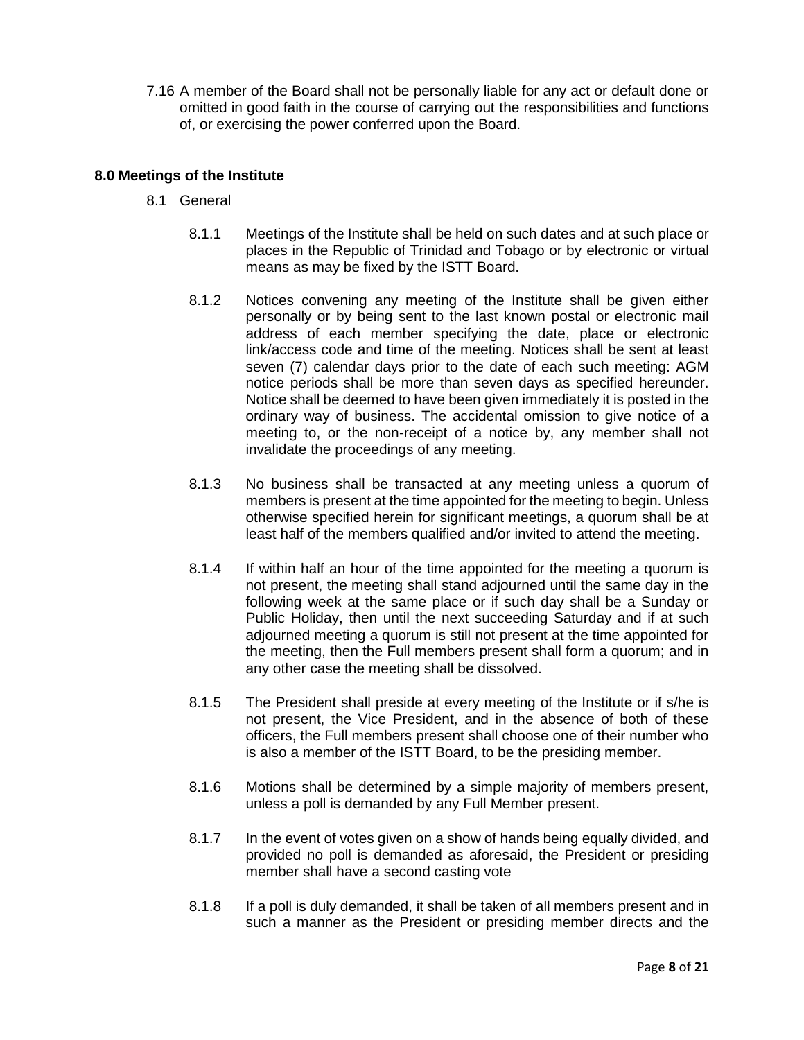7.16 A member of the Board shall not be personally liable for any act or default done or omitted in good faith in the course of carrying out the responsibilities and functions of, or exercising the power conferred upon the Board.

## 8.0 Meetings of the Institute

8.1 General

8.1.1 Meetings of the Institute shall be held on such dates and at such place or places in the Republic of Trinidad and Tobago or by electronic or virtual means as may be fixed by the ISTT Board.

8.1.2 Notices convening any meeting of the Institute shall be given either personally or by being sent to the last known postal or electronic mail address of each member specifying the date, place or electronic link/access code and time of the meeting. Notices shall be sent at least seven (7) calendar days prior to the date of each such meeting: AGM notice periods shall be more than seven days as specified hereunder. Notice shall be deemed to have been given immediately it is posted in the ordinary way of business. The accidental omission to give notice of a meeting to, or the non-receipt of a notice by, any member shall not invalidate the proceedings of any meeting.

8.1.3 No business shall be transacted at any meeting unless a quorum of members is present at the time appointed for the meeting to begin. Unless otherwise specified herein for significant meetings, a quorum shall be at least half of the members qualified and/or invited to attend the meeting.

8.1.4 If within half an hour of the time appointed for the meeting a quorum is not present, the meeting shall stand adjourned until the same day in the following week at the same place or if such day shall be a Sunday or Public Holiday, then until the next succeeding Saturday and if at such adjourned meeting a quorum is still not present at the time appointed for the meeting, then the Full members present shall form a quorum; and in any other case the meeting shall be dissolved.

8.1.5 The President shall preside at every meeting of the Institute or if s/he is not present, the Vice President, and in the absence of both of these officers, the Full members present shall choose one of their number who is also a member of the ISTT Board, to be the presiding member.

8.1.6 Motions shall be determined by a simple majority of members present, unless a poll is demanded by any Full Member present.

8.1.7 In the event of votes given on a show of hands being equally divided, and provided no poll is demanded as aforesaid, the President or presiding member shall have a second casting vote

8.1.8 If a poll is duly demanded, it shall be taken of all members present and in such a manner as the President or presiding member directs and the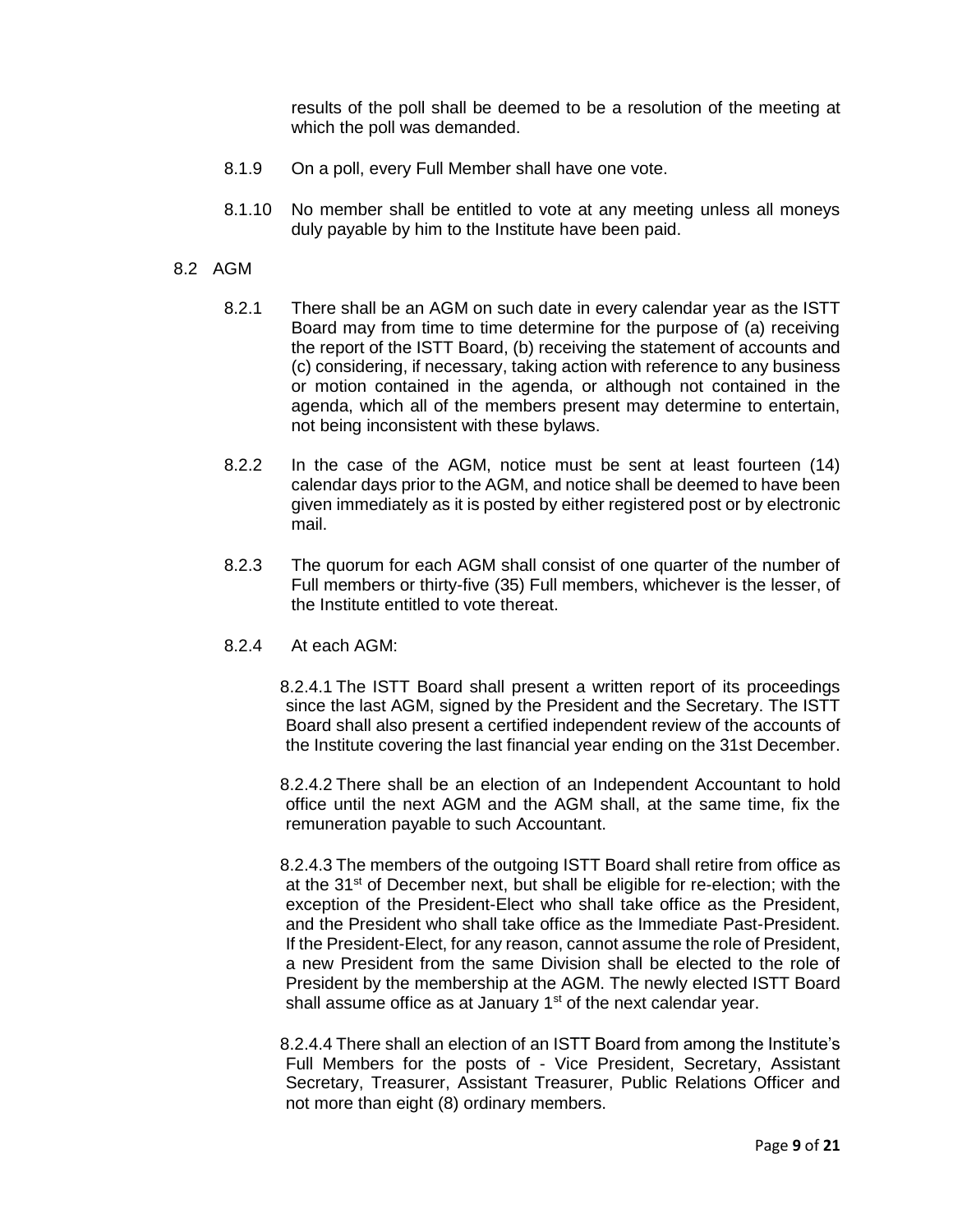results of the poll shall be deemed to be a resolution of the meeting at which the poll was demanded.

8.1.9 On a poll, every Full Member shall have one vote.

8.1.10 No member shall be entitled to vote at any meeting unless all moneys duly payable by him to the Institute have been paid.

8.2 AGM

8.2.1 There shall be an AGM on such date in every calendar year as the ISTT Board may from time to time determine for the purpose of (a) receiving the report of the ISTT Board, (b) receiving the statement of accounts and (c) considering, if necessary, taking action with reference to any business or motion contained in the agenda, or although not contained in the agenda, which all of the members present may determine to entertain, not being inconsistent with these bylaws.

8.2.2 In the case of the AGM, notice must be sent at least fourteen (14) calendar days prior to the AGM, and notice shall be deemed to have been given immediately as it is posted by either registered post or by electronic mail.

8.2.3 The quorum for each AGM shall consist of one quarter of the number of Full members or thirty-five (35) Full members, whichever is the lesser, of the Institute entitled to vote thereat.

8.2.4 At each AGM:

8.2.4.1 The ISTT Board shall present a written report of its proceedings since the last AGM, signed by the President and the Secretary. The ISTT Board shall also present a certified independent review of the accounts of the Institute covering the last financial year ending on the 31st December.

8.2.4.2 There shall be an election of an Independent Accountant to hold office until the next AGM and the AGM shall, at the same time, fix the remuneration payable to such Accountant.

8.2.4.3 The members of the outgoing ISTT Board shall retire from office as at the 31st of December next, but shall be eligible for re-election; with the exception of the President-Elect who shall take office as the President, and the President who shall take office as the Immediate Past-President. If the President-Elect, for any reason, cannot assume the role of President, a new President from the same Division shall be elected to the role of President by the membership at the AGM. The newly elected ISTT Board shall assume office as at January 1st of the next calendar year.

8.2.4.4 There shall an election of an ISTT Board from among the Institute's Full Members for the posts of - Vice President, Secretary, Assistant Secretary, Treasurer, Assistant Treasurer, Public Relations Officer and not more than eight (8) ordinary members.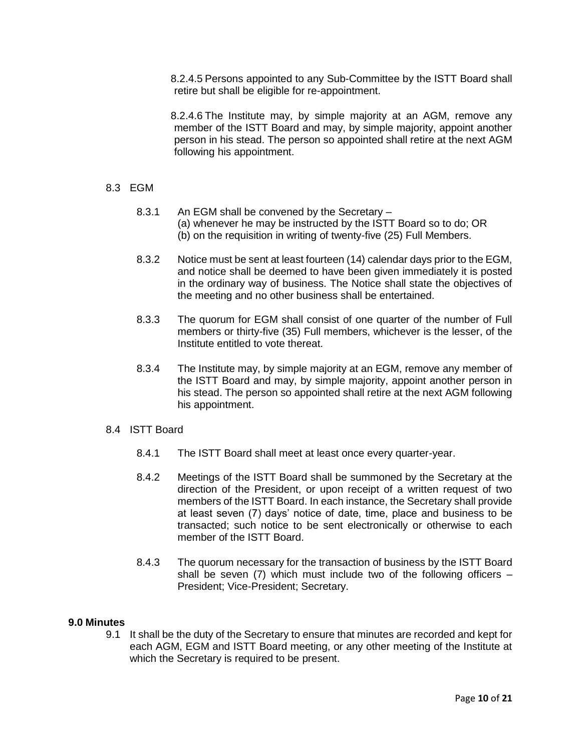8.2.4.5 Persons appointed to any Sub-Committee by the ISTT Board shall retire but shall be eligible for re-appointment.

8.2.4.6 The Institute may, by simple majority at an AGM, remove any member of the ISTT Board and may, by simple majority, appoint another person in his stead. The person so appointed shall retire at the next AGM following his appointment.

8.3 EGM

8.3.1 An EGM shall be convened by the Secretary –
(a) whenever he may be instructed by the ISTT Board so to do; OR
(b) on the requisition in writing of twenty-five (25) Full Members.

8.3.2 Notice must be sent at least fourteen (14) calendar days prior to the EGM, and notice shall be deemed to have been given immediately it is posted in the ordinary way of business. The Notice shall state the objectives of the meeting and no other business shall be entertained.

8.3.3 The quorum for EGM shall consist of one quarter of the number of Full members or thirty-five (35) Full members, whichever is the lesser, of the Institute entitled to vote thereat.

8.3.4 The Institute may, by simple majority at an EGM, remove any member of the ISTT Board and may, by simple majority, appoint another person in his stead. The person so appointed shall retire at the next AGM following his appointment.

8.4 ISTT Board

8.4.1 The ISTT Board shall meet at least once every quarter-year.

8.4.2 Meetings of the ISTT Board shall be summoned by the Secretary at the direction of the President, or upon receipt of a written request of two members of the ISTT Board. In each instance, the Secretary shall provide at least seven (7) days' notice of date, time, place and business to be transacted; such notice to be sent electronically or otherwise to each member of the ISTT Board.

8.4.3 The quorum necessary for the transaction of business by the ISTT Board shall be seven (7) which must include two of the following officers – President; Vice-President; Secretary.

**9.0 Minutes**

9.1 It shall be the duty of the Secretary to ensure that minutes are recorded and kept for each AGM, EGM and ISTT Board meeting, or any other meeting of the Institute at which the Secretary is required to be present.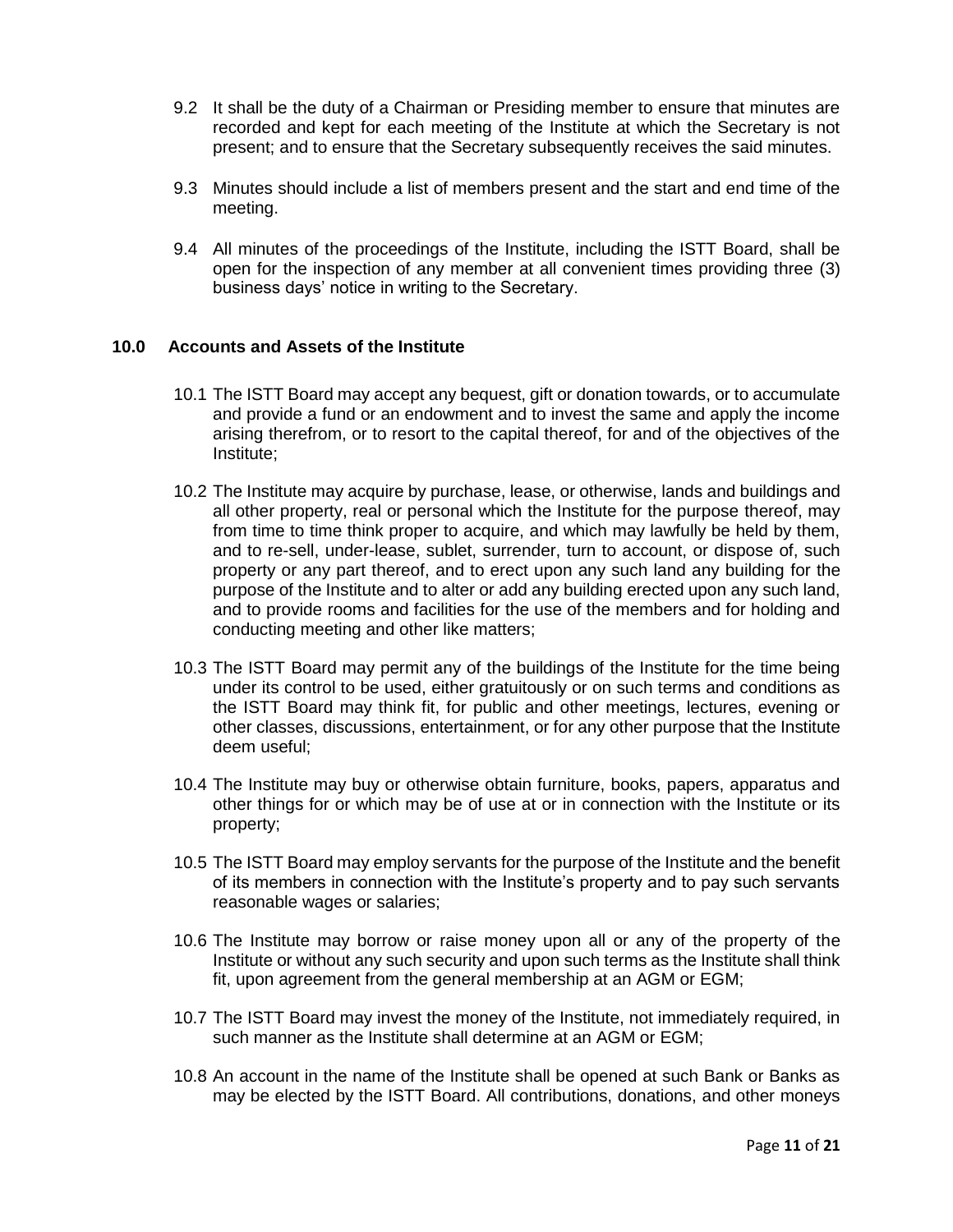9.2 It shall be the duty of a Chairman or Presiding member to ensure that minutes are recorded and kept for each meeting of the Institute at which the Secretary is not present; and to ensure that the Secretary subsequently receives the said minutes.

9.3 Minutes should include a list of members present and the start and end time of the meeting.

9.4 All minutes of the proceedings of the Institute, including the ISTT Board, shall be open for the inspection of any member at all convenient times providing three (3) business days' notice in writing to the Secretary.

## 10.0 Accounts and Assets of the Institute

10.1 The ISTT Board may accept any bequest, gift or donation towards, or to accumulate and provide a fund or an endowment and to invest the same and apply the income arising therefrom, or to resort to the capital thereof, for and of the objectives of the Institute;

10.2 The Institute may acquire by purchase, lease, or otherwise, lands and buildings and all other property, real or personal which the Institute for the purpose thereof, may from time to time think proper to acquire, and which may lawfully be held by them, and to re-sell, under-lease, sublet, surrender, turn to account, or dispose of, such property or any part thereof, and to erect upon any such land any building for the purpose of the Institute and to alter or add any building erected upon any such land, and to provide rooms and facilities for the use of the members and for holding and conducting meeting and other like matters;

10.3 The ISTT Board may permit any of the buildings of the Institute for the time being under its control to be used, either gratuitously or on such terms and conditions as the ISTT Board may think fit, for public and other meetings, lectures, evening or other classes, discussions, entertainment, or for any other purpose that the Institute deem useful;

10.4 The Institute may buy or otherwise obtain furniture, books, papers, apparatus and other things for or which may be of use at or in connection with the Institute or its property;

10.5 The ISTT Board may employ servants for the purpose of the Institute and the benefit of its members in connection with the Institute's property and to pay such servants reasonable wages or salaries;

10.6 The Institute may borrow or raise money upon all or any of the property of the Institute or without any such security and upon such terms as the Institute shall think fit, upon agreement from the general membership at an AGM or EGM;

10.7 The ISTT Board may invest the money of the Institute, not immediately required, in such manner as the Institute shall determine at an AGM or EGM;

10.8 An account in the name of the Institute shall be opened at such Bank or Banks as may be elected by the ISTT Board. All contributions, donations, and other moneys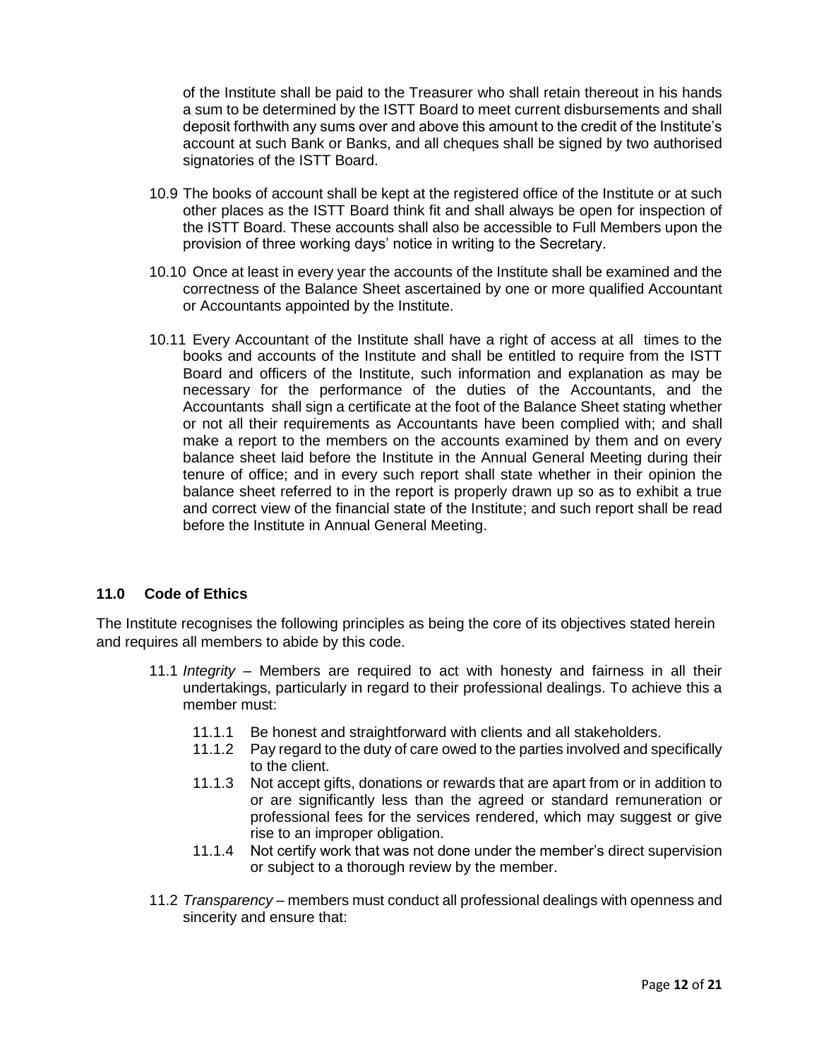of the Institute shall be paid to the Treasurer who shall retain thereout in his hands a sum to be determined by the ISTT Board to meet current disbursements and shall deposit forthwith any sums over and above this amount to the credit of the Institute's account at such Bank or Banks, and all cheques shall be signed by two authorised signatories of the ISTT Board.

10.9 The books of account shall be kept at the registered office of the Institute or at such other places as the ISTT Board think fit and shall always be open for inspection of the ISTT Board. These accounts shall also be accessible to Full Members upon the provision of three working days' notice in writing to the Secretary.

10.10 Once at least in every year the accounts of the Institute shall be examined and the correctness of the Balance Sheet ascertained by one or more qualified Accountant or Accountants appointed by the Institute.

10.11 Every Accountant of the Institute shall have a right of access at all times to the books and accounts of the Institute and shall be entitled to require from the ISTT Board and officers of the Institute, such information and explanation as may be necessary for the performance of the duties of the Accountants, and the Accountants shall sign a certificate at the foot of the Balance Sheet stating whether or not all their requirements as Accountants have been complied with; and shall make a report to the members on the accounts examined by them and on every balance sheet laid before the Institute in the Annual General Meeting during their tenure of office; and in every such report shall state whether in their opinion the balance sheet referred to in the report is properly drawn up so as to exhibit a true and correct view of the financial state of the Institute; and such report shall be read before the Institute in Annual General Meeting.

## 11.0 Code of Ethics

The Institute recognises the following principles as being the core of its objectives stated herein and requires all members to abide by this code.

11.1 *Integrity* – Members are required to act with honesty and fairness in all their undertakings, particularly in regard to their professional dealings. To achieve this a member must:

- 11.1.1 Be honest and straightforward with clients and all stakeholders.
- 11.1.2 Pay regard to the duty of care owed to the parties involved and specifically to the client.
- 11.1.3 Not accept gifts, donations or rewards that are apart from or in addition to or are significantly less than the agreed or standard remuneration or professional fees for the services rendered, which may suggest or give rise to an improper obligation.
- 11.1.4 Not certify work that was not done under the member's direct supervision or subject to a thorough review by the member.

11.2 *Transparency* – members must conduct all professional dealings with openness and sincerity and ensure that: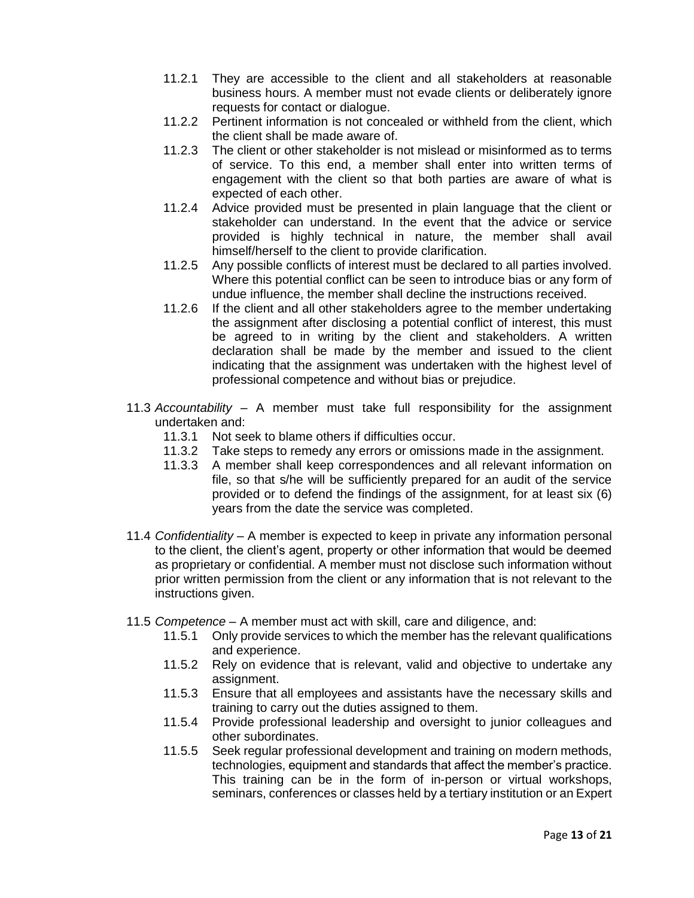- 11.2.1 They are accessible to the client and all stakeholders at reasonable business hours. A member must not evade clients or deliberately ignore requests for contact or dialogue.
- 11.2.2 Pertinent information is not concealed or withheld from the client, which the client shall be made aware of.
- 11.2.3 The client or other stakeholder is not mislead or misinformed as to terms of service. To this end, a member shall enter into written terms of engagement with the client so that both parties are aware of what is expected of each other.
- 11.2.4 Advice provided must be presented in plain language that the client or stakeholder can understand. In the event that the advice or service provided is highly technical in nature, the member shall avail himself/herself to the client to provide clarification.
- 11.2.5 Any possible conflicts of interest must be declared to all parties involved. Where this potential conflict can be seen to introduce bias or any form of undue influence, the member shall decline the instructions received.
- 11.2.6 If the client and all other stakeholders agree to the member undertaking the assignment after disclosing a potential conflict of interest, this must be agreed to in writing by the client and stakeholders. A written declaration shall be made by the member and issued to the client indicating that the assignment was undertaken with the highest level of professional competence and without bias or prejudice.

11.3 *Accountability* – A member must take full responsibility for the assignment undertaken and:

- 11.3.1 Not seek to blame others if difficulties occur.
- 11.3.2 Take steps to remedy any errors or omissions made in the assignment.
- 11.3.3 A member shall keep correspondences and all relevant information on file, so that s/he will be sufficiently prepared for an audit of the service provided or to defend the findings of the assignment, for at least six (6) years from the date the service was completed.

11.4 *Confidentiality* – A member is expected to keep in private any information personal to the client, the client's agent, property or other information that would be deemed as proprietary or confidential. A member must not disclose such information without prior written permission from the client or any information that is not relevant to the instructions given.

11.5 *Competence* – A member must act with skill, care and diligence, and:

- 11.5.1 Only provide services to which the member has the relevant qualifications and experience.
- 11.5.2 Rely on evidence that is relevant, valid and objective to undertake any assignment.
- 11.5.3 Ensure that all employees and assistants have the necessary skills and training to carry out the duties assigned to them.
- 11.5.4 Provide professional leadership and oversight to junior colleagues and other subordinates.
- 11.5.5 Seek regular professional development and training on modern methods, technologies, equipment and standards that affect the member's practice. This training can be in the form of in-person or virtual workshops, seminars, conferences or classes held by a tertiary institution or an Expert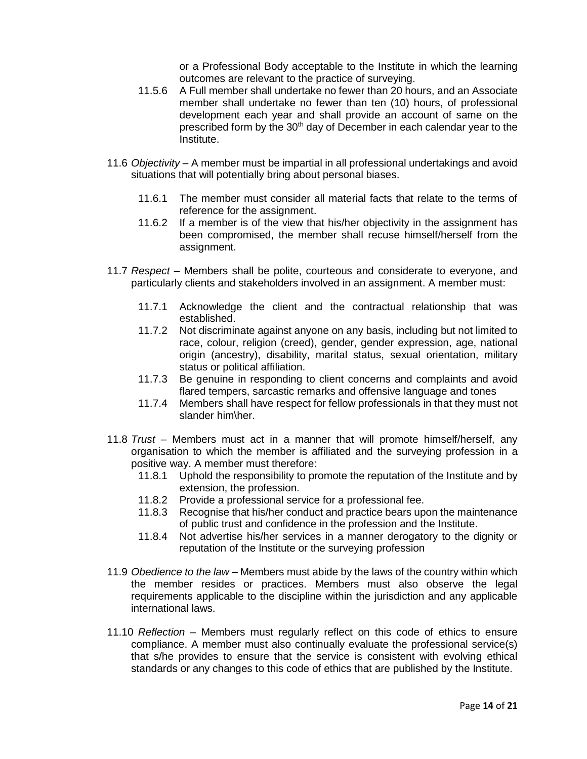or a Professional Body acceptable to the Institute in which the learning outcomes are relevant to the practice of surveying.

11.5.6 A Full member shall undertake no fewer than 20 hours, and an Associate member shall undertake no fewer than ten (10) hours, of professional development each year and shall provide an account of same on the prescribed form by the 30th day of December in each calendar year to the Institute.

11.6 *Objectivity* – A member must be impartial in all professional undertakings and avoid situations that will potentially bring about personal biases.

11.6.1 The member must consider all material facts that relate to the terms of reference for the assignment.

11.6.2 If a member is of the view that his/her objectivity in the assignment has been compromised, the member shall recuse himself/herself from the assignment.

11.7 *Respect* – Members shall be polite, courteous and considerate to everyone, and particularly clients and stakeholders involved in an assignment. A member must:

11.7.1 Acknowledge the client and the contractual relationship that was established.

11.7.2 Not discriminate against anyone on any basis, including but not limited to race, colour, religion (creed), gender, gender expression, age, national origin (ancestry), disability, marital status, sexual orientation, military status or political affiliation.

11.7.3 Be genuine in responding to client concerns and complaints and avoid flared tempers, sarcastic remarks and offensive language and tones

11.7.4 Members shall have respect for fellow professionals in that they must not slander him\her.

11.8 *Trust* – Members must act in a manner that will promote himself/herself, any organisation to which the member is affiliated and the surveying profession in a positive way. A member must therefore:

11.8.1 Uphold the responsibility to promote the reputation of the Institute and by extension, the profession.

11.8.2 Provide a professional service for a professional fee.

11.8.3 Recognise that his/her conduct and practice bears upon the maintenance of public trust and confidence in the profession and the Institute.

11.8.4 Not advertise his/her services in a manner derogatory to the dignity or reputation of the Institute or the surveying profession

11.9 *Obedience to the law* – Members must abide by the laws of the country within which the member resides or practices. Members must also observe the legal requirements applicable to the discipline within the jurisdiction and any applicable international laws.

11.10 *Reflection* – Members must regularly reflect on this code of ethics to ensure compliance. A member must also continually evaluate the professional service(s) that s/he provides to ensure that the service is consistent with evolving ethical standards or any changes to this code of ethics that are published by the Institute.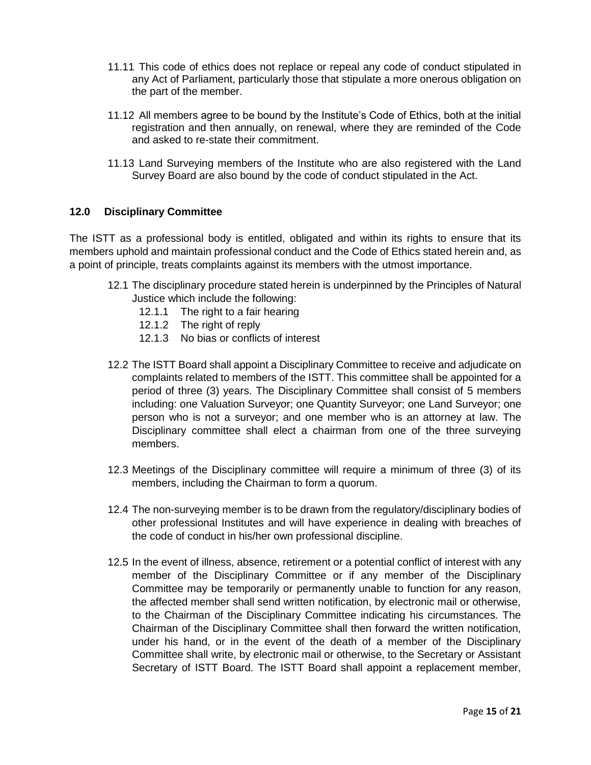11.11 This code of ethics does not replace or repeal any code of conduct stipulated in any Act of Parliament, particularly those that stipulate a more onerous obligation on the part of the member.

11.12 All members agree to be bound by the Institute's Code of Ethics, both at the initial registration and then annually, on renewal, where they are reminded of the Code and asked to re-state their commitment.

11.13 Land Surveying members of the Institute who are also registered with the Land Survey Board are also bound by the code of conduct stipulated in the Act.

## 12.0 Disciplinary Committee

The ISTT as a professional body is entitled, obligated and within its rights to ensure that its members uphold and maintain professional conduct and the Code of Ethics stated herein and, as a point of principle, treats complaints against its members with the utmost importance.

12.1 The disciplinary procedure stated herein is underpinned by the Principles of Natural Justice which include the following:

- 12.1.1 The right to a fair hearing
- 12.1.2 The right of reply
- 12.1.3 No bias or conflicts of interest

12.2 The ISTT Board shall appoint a Disciplinary Committee to receive and adjudicate on complaints related to members of the ISTT. This committee shall be appointed for a period of three (3) years. The Disciplinary Committee shall consist of 5 members including: one Valuation Surveyor; one Quantity Surveyor; one Land Surveyor; one person who is not a surveyor; and one member who is an attorney at law. The Disciplinary committee shall elect a chairman from one of the three surveying members.

12.3 Meetings of the Disciplinary committee will require a minimum of three (3) of its members, including the Chairman to form a quorum.

12.4 The non-surveying member is to be drawn from the regulatory/disciplinary bodies of other professional Institutes and will have experience in dealing with breaches of the code of conduct in his/her own professional discipline.

12.5 In the event of illness, absence, retirement or a potential conflict of interest with any member of the Disciplinary Committee or if any member of the Disciplinary Committee may be temporarily or permanently unable to function for any reason, the affected member shall send written notification, by electronic mail or otherwise, to the Chairman of the Disciplinary Committee indicating his circumstances. The Chairman of the Disciplinary Committee shall then forward the written notification, under his hand, or in the event of the death of a member of the Disciplinary Committee shall write, by electronic mail or otherwise, to the Secretary or Assistant Secretary of ISTT Board. The ISTT Board shall appoint a replacement member,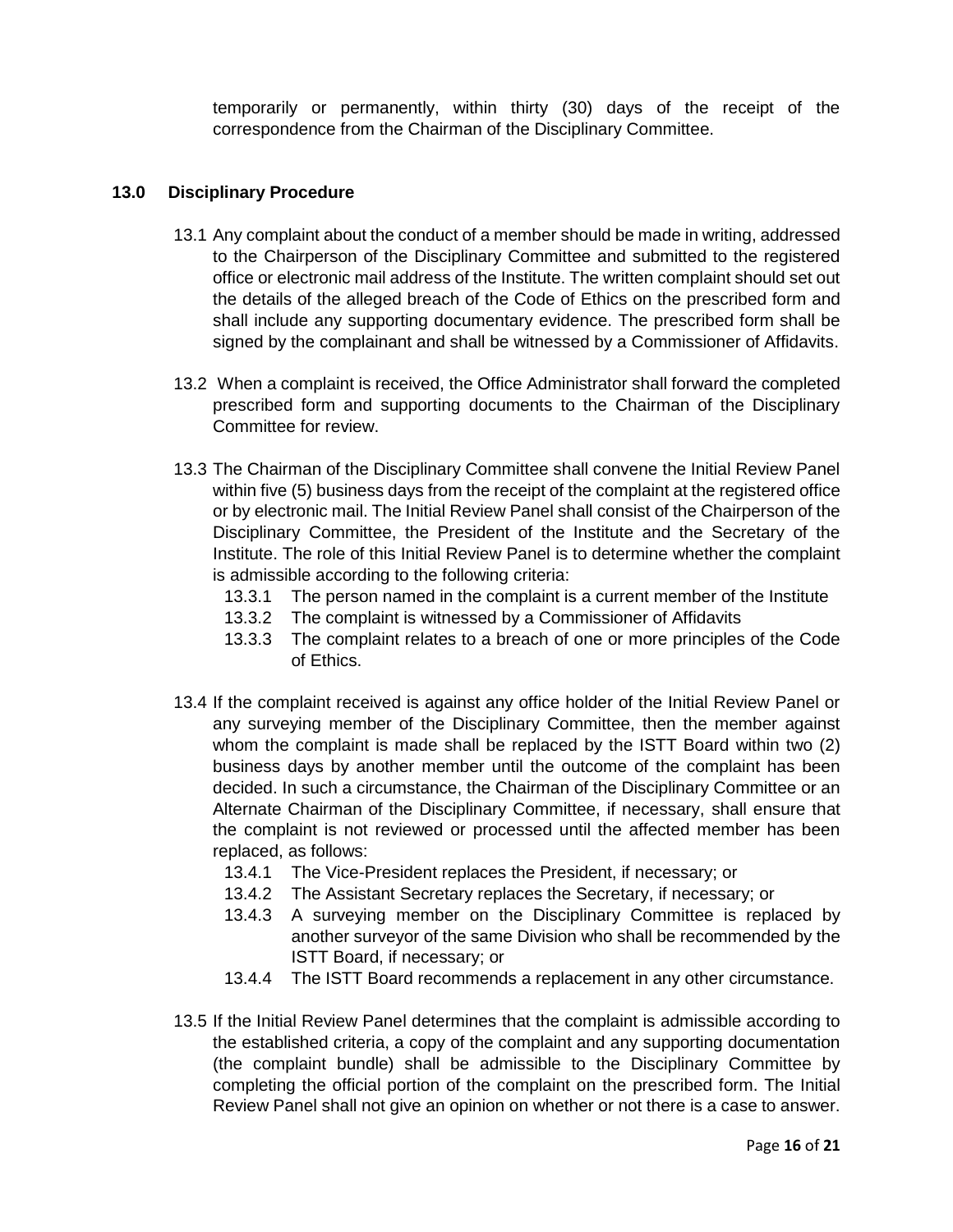temporarily or permanently, within thirty (30) days of the receipt of the correspondence from the Chairman of the Disciplinary Committee.

## 13.0 Disciplinary Procedure

13.1 Any complaint about the conduct of a member should be made in writing, addressed to the Chairperson of the Disciplinary Committee and submitted to the registered office or electronic mail address of the Institute. The written complaint should set out the details of the alleged breach of the Code of Ethics on the prescribed form and shall include any supporting documentary evidence. The prescribed form shall be signed by the complainant and shall be witnessed by a Commissioner of Affidavits.

13.2 When a complaint is received, the Office Administrator shall forward the completed prescribed form and supporting documents to the Chairman of the Disciplinary Committee for review.

13.3 The Chairman of the Disciplinary Committee shall convene the Initial Review Panel within five (5) business days from the receipt of the complaint at the registered office or by electronic mail. The Initial Review Panel shall consist of the Chairperson of the Disciplinary Committee, the President of the Institute and the Secretary of the Institute. The role of this Initial Review Panel is to determine whether the complaint is admissible according to the following criteria:

- 13.3.1 The person named in the complaint is a current member of the Institute
- 13.3.2 The complaint is witnessed by a Commissioner of Affidavits
- 13.3.3 The complaint relates to a breach of one or more principles of the Code of Ethics.

13.4 If the complaint received is against any office holder of the Initial Review Panel or any surveying member of the Disciplinary Committee, then the member against whom the complaint is made shall be replaced by the ISTT Board within two (2) business days by another member until the outcome of the complaint has been decided. In such a circumstance, the Chairman of the Disciplinary Committee or an Alternate Chairman of the Disciplinary Committee, if necessary, shall ensure that the complaint is not reviewed or processed until the affected member has been replaced, as follows:

- 13.4.1 The Vice-President replaces the President, if necessary; or
- 13.4.2 The Assistant Secretary replaces the Secretary, if necessary; or
- 13.4.3 A surveying member on the Disciplinary Committee is replaced by another surveyor of the same Division who shall be recommended by the ISTT Board, if necessary; or
- 13.4.4 The ISTT Board recommends a replacement in any other circumstance.

13.5 If the Initial Review Panel determines that the complaint is admissible according to the established criteria, a copy of the complaint and any supporting documentation (the complaint bundle) shall be admissible to the Disciplinary Committee by completing the official portion of the complaint on the prescribed form. The Initial Review Panel shall not give an opinion on whether or not there is a case to answer.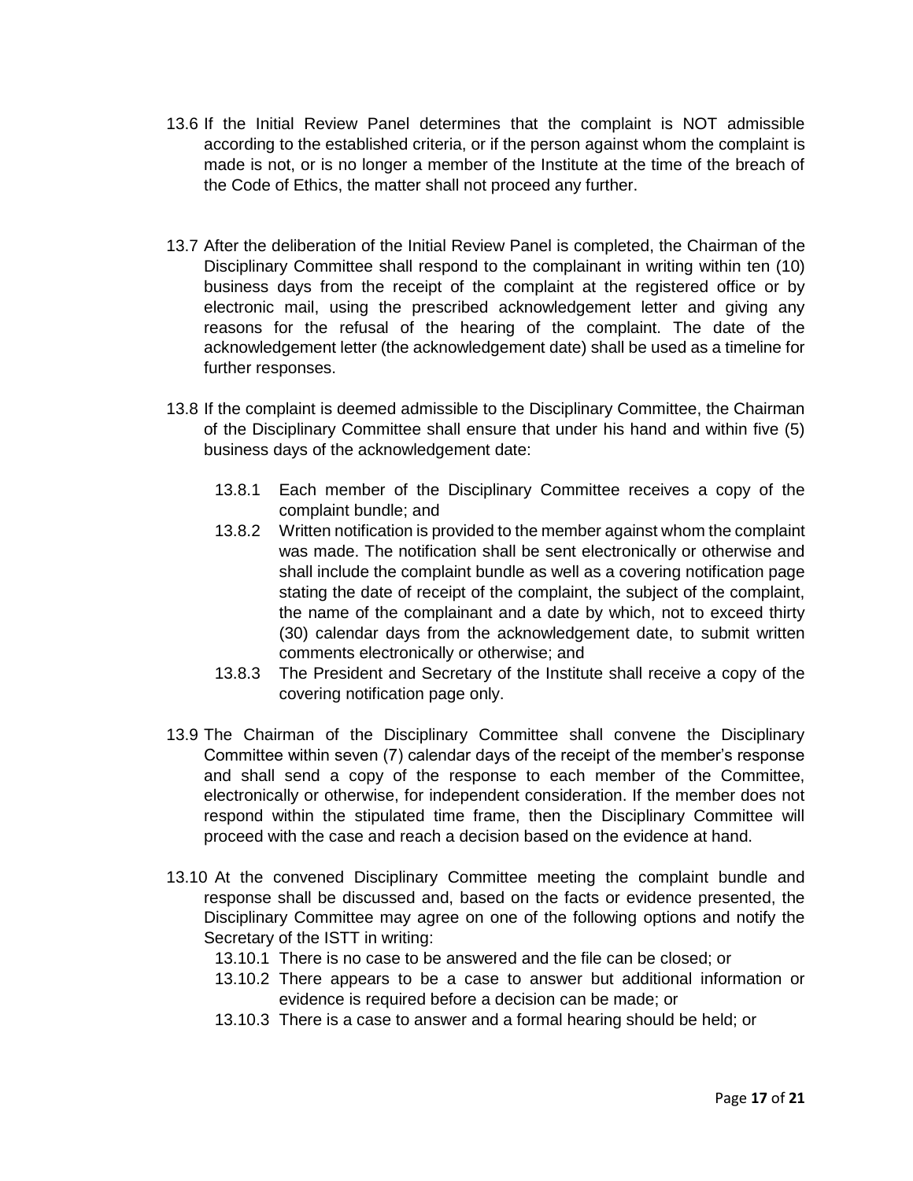13.6 If the Initial Review Panel determines that the complaint is NOT admissible according to the established criteria, or if the person against whom the complaint is made is not, or is no longer a member of the Institute at the time of the breach of the Code of Ethics, the matter shall not proceed any further.

13.7 After the deliberation of the Initial Review Panel is completed, the Chairman of the Disciplinary Committee shall respond to the complainant in writing within ten (10) business days from the receipt of the complaint at the registered office or by electronic mail, using the prescribed acknowledgement letter and giving any reasons for the refusal of the hearing of the complaint. The date of the acknowledgement letter (the acknowledgement date) shall be used as a timeline for further responses.

13.8 If the complaint is deemed admissible to the Disciplinary Committee, the Chairman of the Disciplinary Committee shall ensure that under his hand and within five (5) business days of the acknowledgement date:

- 13.8.1 Each member of the Disciplinary Committee receives a copy of the complaint bundle; and
- 13.8.2 Written notification is provided to the member against whom the complaint was made. The notification shall be sent electronically or otherwise and shall include the complaint bundle as well as a covering notification page stating the date of receipt of the complaint, the subject of the complaint, the name of the complainant and a date by which, not to exceed thirty (30) calendar days from the acknowledgement date, to submit written comments electronically or otherwise; and
- 13.8.3 The President and Secretary of the Institute shall receive a copy of the covering notification page only.

13.9 The Chairman of the Disciplinary Committee shall convene the Disciplinary Committee within seven (7) calendar days of the receipt of the member's response and shall send a copy of the response to each member of the Committee, electronically or otherwise, for independent consideration. If the member does not respond within the stipulated time frame, then the Disciplinary Committee will proceed with the case and reach a decision based on the evidence at hand.

13.10 At the convened Disciplinary Committee meeting the complaint bundle and response shall be discussed and, based on the facts or evidence presented, the Disciplinary Committee may agree on one of the following options and notify the Secretary of the ISTT in writing:

- 13.10.1 There is no case to be answered and the file can be closed; or
- 13.10.2 There appears to be a case to answer but additional information or evidence is required before a decision can be made; or
- 13.10.3 There is a case to answer and a formal hearing should be held; or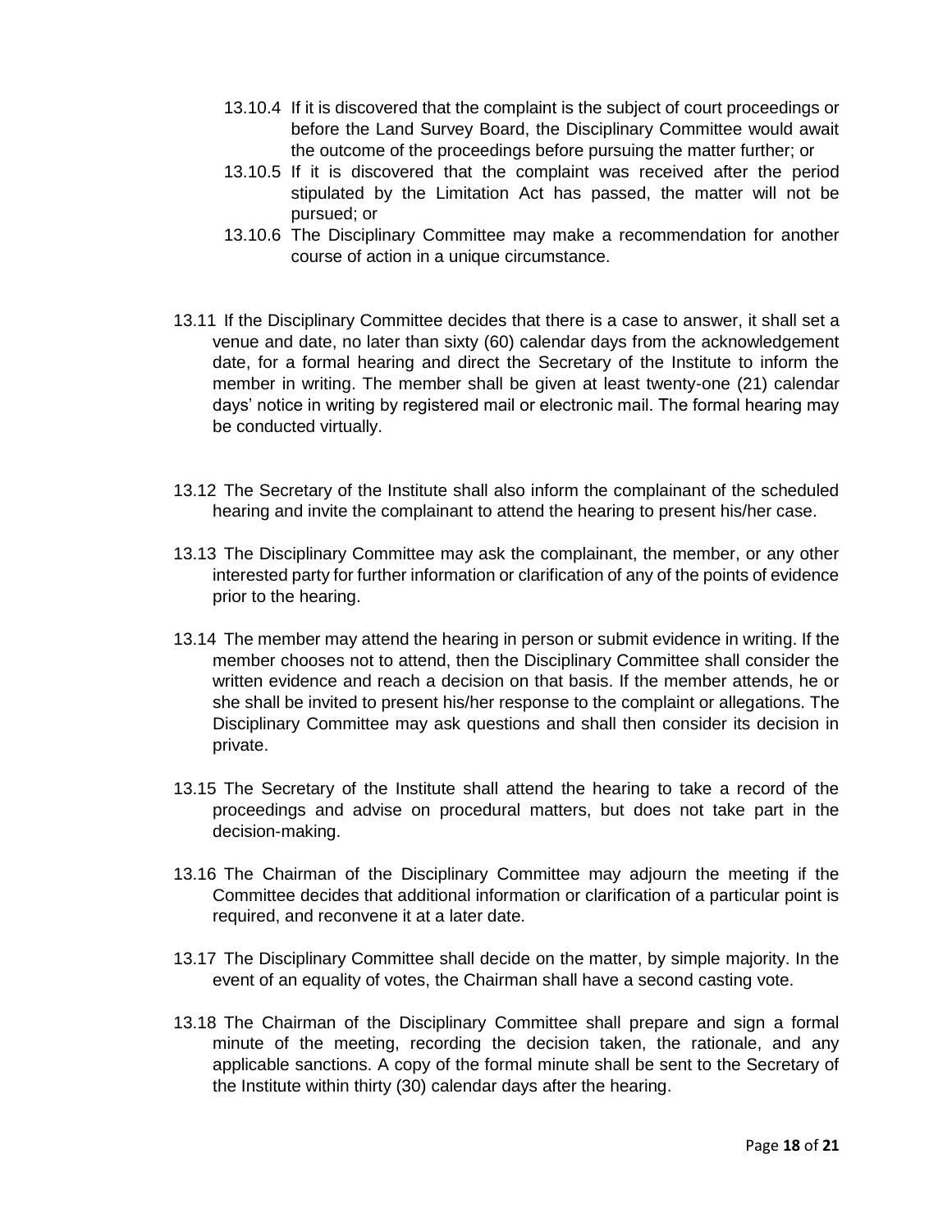13.10.4 If it is discovered that the complaint is the subject of court proceedings or before the Land Survey Board, the Disciplinary Committee would await the outcome of the proceedings before pursuing the matter further; or

13.10.5 If it is discovered that the complaint was received after the period stipulated by the Limitation Act has passed, the matter will not be pursued; or

13.10.6 The Disciplinary Committee may make a recommendation for another course of action in a unique circumstance.

13.11 If the Disciplinary Committee decides that there is a case to answer, it shall set a venue and date, no later than sixty (60) calendar days from the acknowledgement date, for a formal hearing and direct the Secretary of the Institute to inform the member in writing. The member shall be given at least twenty-one (21) calendar days' notice in writing by registered mail or electronic mail. The formal hearing may be conducted virtually.

13.12 The Secretary of the Institute shall also inform the complainant of the scheduled hearing and invite the complainant to attend the hearing to present his/her case.

13.13 The Disciplinary Committee may ask the complainant, the member, or any other interested party for further information or clarification of any of the points of evidence prior to the hearing.

13.14 The member may attend the hearing in person or submit evidence in writing. If the member chooses not to attend, then the Disciplinary Committee shall consider the written evidence and reach a decision on that basis. If the member attends, he or she shall be invited to present his/her response to the complaint or allegations. The Disciplinary Committee may ask questions and shall then consider its decision in private.

13.15 The Secretary of the Institute shall attend the hearing to take a record of the proceedings and advise on procedural matters, but does not take part in the decision-making.

13.16 The Chairman of the Disciplinary Committee may adjourn the meeting if the Committee decides that additional information or clarification of a particular point is required, and reconvene it at a later date.

13.17 The Disciplinary Committee shall decide on the matter, by simple majority. In the event of an equality of votes, the Chairman shall have a second casting vote.

13.18 The Chairman of the Disciplinary Committee shall prepare and sign a formal minute of the meeting, recording the decision taken, the rationale, and any applicable sanctions. A copy of the formal minute shall be sent to the Secretary of the Institute within thirty (30) calendar days after the hearing.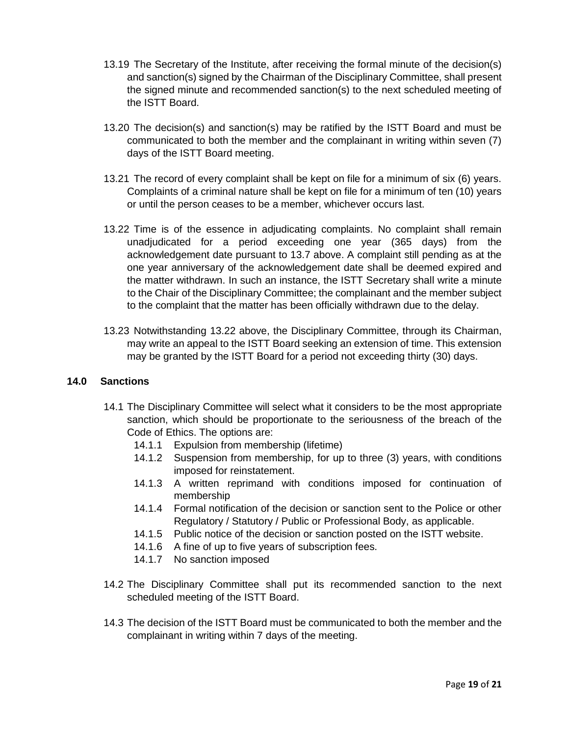13.19 The Secretary of the Institute, after receiving the formal minute of the decision(s) and sanction(s) signed by the Chairman of the Disciplinary Committee, shall present the signed minute and recommended sanction(s) to the next scheduled meeting of the ISTT Board.

13.20 The decision(s) and sanction(s) may be ratified by the ISTT Board and must be communicated to both the member and the complainant in writing within seven (7) days of the ISTT Board meeting.

13.21 The record of every complaint shall be kept on file for a minimum of six (6) years. Complaints of a criminal nature shall be kept on file for a minimum of ten (10) years or until the person ceases to be a member, whichever occurs last.

13.22 Time is of the essence in adjudicating complaints. No complaint shall remain unadjudicated for a period exceeding one year (365 days) from the acknowledgement date pursuant to 13.7 above. A complaint still pending as at the one year anniversary of the acknowledgement date shall be deemed expired and the matter withdrawn. In such an instance, the ISTT Secretary shall write a minute to the Chair of the Disciplinary Committee; the complainant and the member subject to the complaint that the matter has been officially withdrawn due to the delay.

13.23 Notwithstanding 13.22 above, the Disciplinary Committee, through its Chairman, may write an appeal to the ISTT Board seeking an extension of time. This extension may be granted by the ISTT Board for a period not exceeding thirty (30) days.

## 14.0 Sanctions

14.1 The Disciplinary Committee will select what it considers to be the most appropriate sanction, which should be proportionate to the seriousness of the breach of the Code of Ethics. The options are:

- 14.1.1 Expulsion from membership (lifetime)
- 14.1.2 Suspension from membership, for up to three (3) years, with conditions imposed for reinstatement.
- 14.1.3 A written reprimand with conditions imposed for continuation of membership
- 14.1.4 Formal notification of the decision or sanction sent to the Police or other Regulatory / Statutory / Public or Professional Body, as applicable.
- 14.1.5 Public notice of the decision or sanction posted on the ISTT website.
- 14.1.6 A fine of up to five years of subscription fees.
- 14.1.7 No sanction imposed

14.2 The Disciplinary Committee shall put its recommended sanction to the next scheduled meeting of the ISTT Board.

14.3 The decision of the ISTT Board must be communicated to both the member and the complainant in writing within 7 days of the meeting.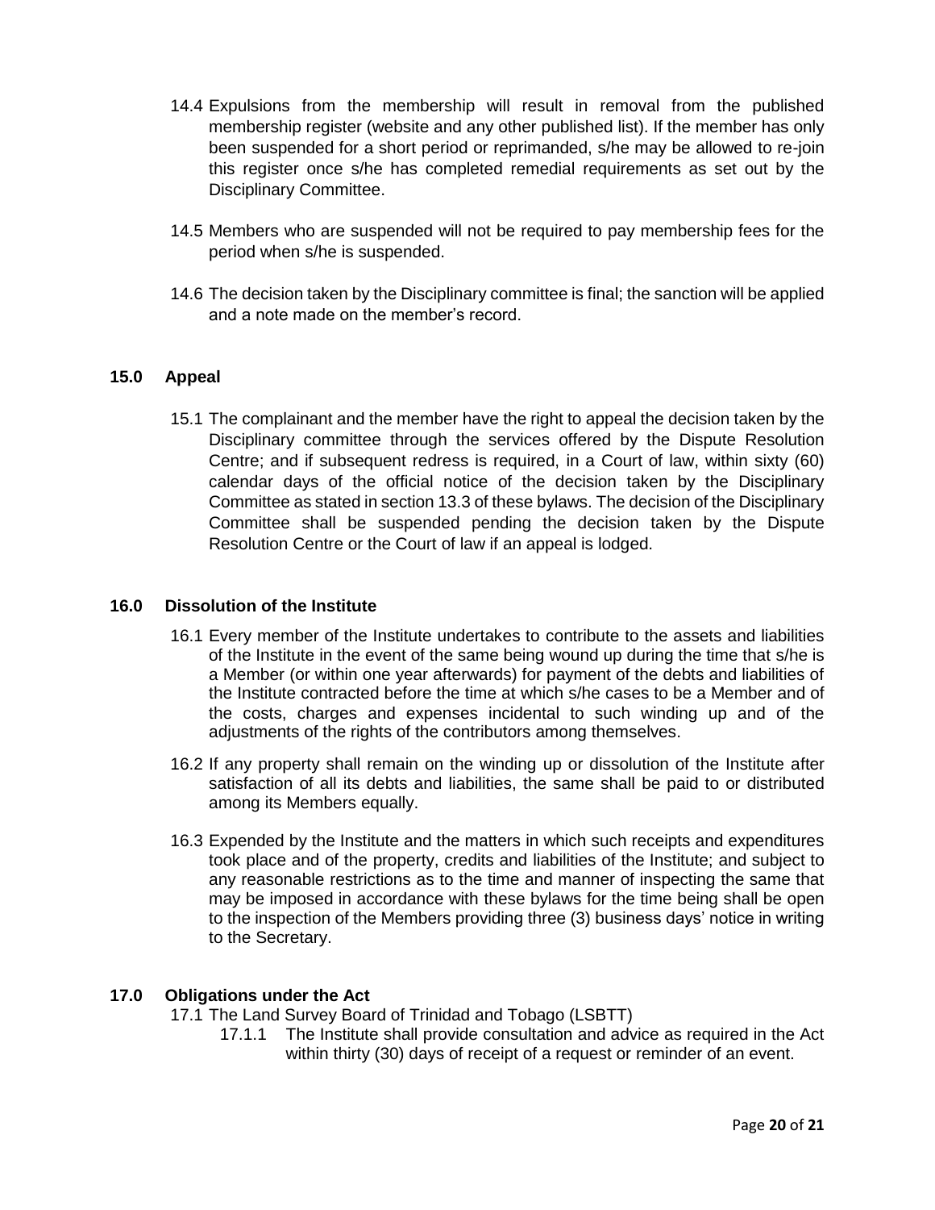14.4 Expulsions from the membership will result in removal from the published membership register (website and any other published list). If the member has only been suspended for a short period or reprimanded, s/he may be allowed to re-join this register once s/he has completed remedial requirements as set out by the Disciplinary Committee.

14.5 Members who are suspended will not be required to pay membership fees for the period when s/he is suspended.

14.6 The decision taken by the Disciplinary committee is final; the sanction will be applied and a note made on the member's record.

## 15.0 Appeal

15.1 The complainant and the member have the right to appeal the decision taken by the Disciplinary committee through the services offered by the Dispute Resolution Centre; and if subsequent redress is required, in a Court of law, within sixty (60) calendar days of the official notice of the decision taken by the Disciplinary Committee as stated in section 13.3 of these bylaws. The decision of the Disciplinary Committee shall be suspended pending the decision taken by the Dispute Resolution Centre or the Court of law if an appeal is lodged.

## 16.0 Dissolution of the Institute

16.1 Every member of the Institute undertakes to contribute to the assets and liabilities of the Institute in the event of the same being wound up during the time that s/he is a Member (or within one year afterwards) for payment of the debts and liabilities of the Institute contracted before the time at which s/he cases to be a Member and of the costs, charges and expenses incidental to such winding up and of the adjustments of the rights of the contributors among themselves.

16.2 If any property shall remain on the winding up or dissolution of the Institute after satisfaction of all its debts and liabilities, the same shall be paid to or distributed among its Members equally.

16.3 Expended by the Institute and the matters in which such receipts and expenditures took place and of the property, credits and liabilities of the Institute; and subject to any reasonable restrictions as to the time and manner of inspecting the same that may be imposed in accordance with these bylaws for the time being shall be open to the inspection of the Members providing three (3) business days' notice in writing to the Secretary.

## 17.0 Obligations under the Act

17.1 The Land Survey Board of Trinidad and Tobago (LSBTT)

17.1.1 The Institute shall provide consultation and advice as required in the Act within thirty (30) days of receipt of a request or reminder of an event.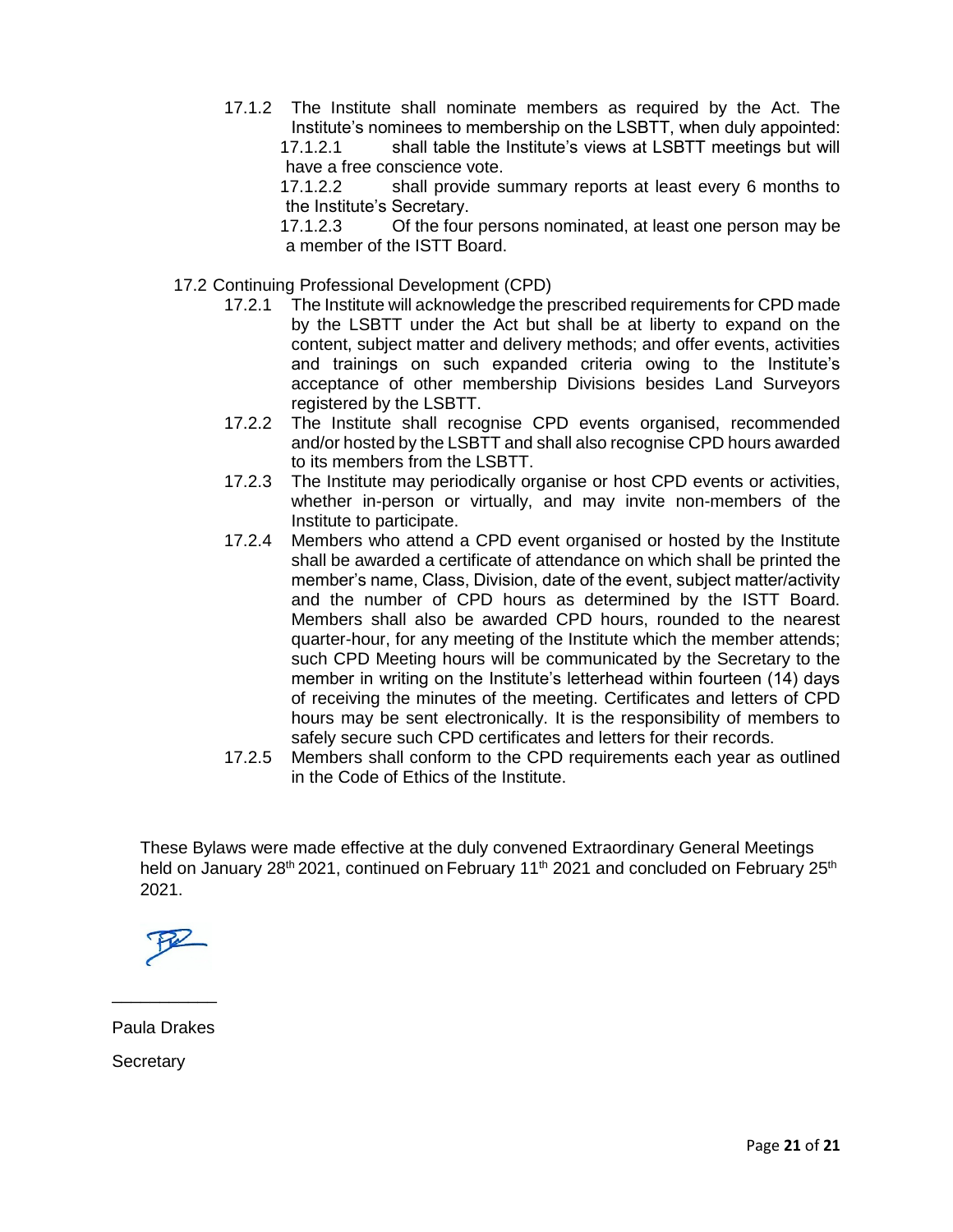17.1.2 The Institute shall nominate members as required by the Act. The Institute's nominees to membership on the LSBTT, when duly appointed:

17.1.2.1 shall table the Institute's views at LSBTT meetings but will have a free conscience vote.

17.1.2.2 shall provide summary reports at least every 6 months to the Institute's Secretary.

17.1.2.3 Of the four persons nominated, at least one person may be a member of the ISTT Board.

17.2 Continuing Professional Development (CPD)

17.2.1 The Institute will acknowledge the prescribed requirements for CPD made by the LSBTT under the Act but shall be at liberty to expand on the content, subject matter and delivery methods; and offer events, activities and trainings on such expanded criteria owing to the Institute's acceptance of other membership Divisions besides Land Surveyors registered by the LSBTT.

17.2.2 The Institute shall recognise CPD events organised, recommended and/or hosted by the LSBTT and shall also recognise CPD hours awarded to its members from the LSBTT.

17.2.3 The Institute may periodically organise or host CPD events or activities, whether in-person or virtually, and may invite non-members of the Institute to participate.

17.2.4 Members who attend a CPD event organised or hosted by the Institute shall be awarded a certificate of attendance on which shall be printed the member's name, Class, Division, date of the event, subject matter/activity and the number of CPD hours as determined by the ISTT Board. Members shall also be awarded CPD hours, rounded to the nearest quarter-hour, for any meeting of the Institute which the member attends; such CPD Meeting hours will be communicated by the Secretary to the member in writing on the Institute's letterhead within fourteen (14) days of receiving the minutes of the meeting. Certificates and letters of CPD hours may be sent electronically. It is the responsibility of members to safely secure such CPD certificates and letters for their records.

17.2.5 Members shall conform to the CPD requirements each year as outlined in the Code of Ethics of the Institute.

These Bylaws were made effective at the duly convened Extraordinary General Meetings held on January 28th 2021, continued on February 11th 2021 and concluded on February 25th 2021.

\_\_\_\_\_\_\_\_\_\_\_

Paula Drakes

Secretary